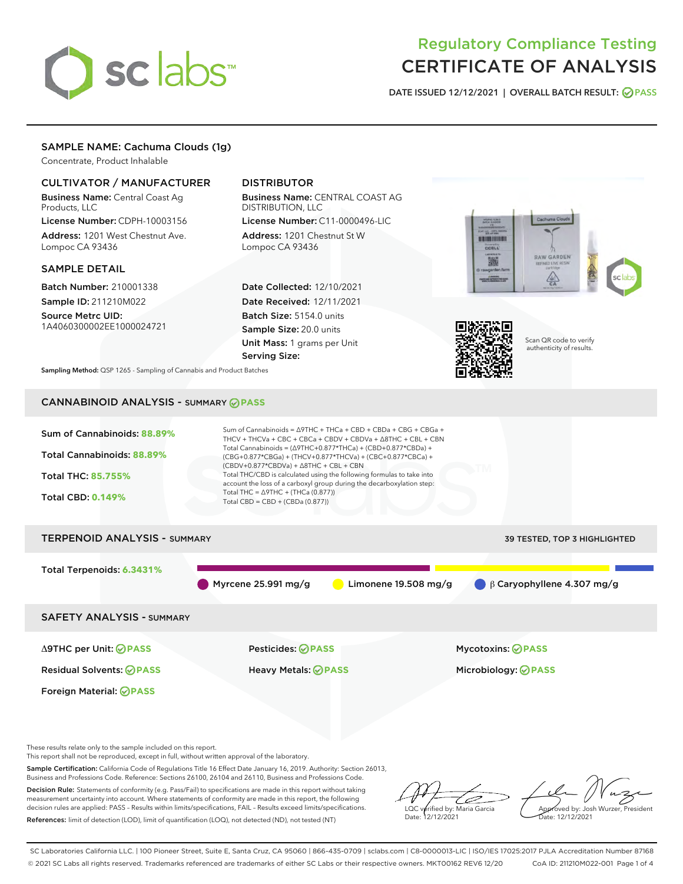# Regulatory Compliance Testing
# CERTIFICATE OF ANALYSIS

DATE ISSUED 12/12/2021 | OVERALL BATCH RESULT: PASS

## SAMPLE NAME: Cachuma Clouds (1g)

Concentrate, Product Inhalable

### CULTIVATOR / MANUFACTURER

**Business Name:** Central Coast Ag Products, LLC

**License Number:** CDPH-10003156

**Address:** 1201 West Chestnut Ave. Lompoc CA 93436

### DISTRIBUTOR

**Business Name:** CENTRAL COAST AG DISTRIBUTION, LLC

**License Number:** C11-0000496-LIC

**Address:** 1201 Chestnut St W Lompoc CA 93436

### SAMPLE DETAIL

**Batch Number:** 210001338

**Sample ID:** 211210M022

**Source Metrc UID:** 1A4060300002EE1000024721

**Date Collected:** 12/10/2021

**Date Received:** 12/11/2021

**Batch Size:** 5154.0 units

**Sample Size:** 20.0 units

**Unit Mass:** 1 grams per Unit

**Serving Size:**

Scan QR code to verify authenticity of results.

**Sampling Method:** QSP 1265 - Sampling of Cannabis and Product Batches

## CANNABINOID ANALYSIS - SUMMARY PASS

Sum of Cannabinoids: **88.89%**

Total Cannabinoids: **88.89%**

Total THC: **85.755%**

Total CBD: **0.149%**

Sum of Cannabinoids = Δ9THC + THCa + CBD + CBDa + CBG + CBGa + THCV + THCVa + CBC + CBCa + CBDV + CBDVa + Δ8THC + CBL + CBN

Total Cannabinoids = (Δ9THC+0.877*THCa) + (CBD+0.877*CBDa) + (CBG+0.877*CBGa) + (THCV+0.877*THCVa) + (CBC+0.877*CBCa) + (CBDV+0.877*CBDVa) + Δ8THC + CBL + CBN

Total THC/CBD is calculated using the following formulas to take into account the loss of a carboxyl group during the decarboxylation step:

Total THC = Δ9THC + (THCa (0.877))

Total CBD = CBD + (CBDa (0.877))

## TERPENOID ANALYSIS - SUMMARY

39 TESTED, TOP 3 HIGHLIGHTED

Total Terpenoids: **6.3431%**

Myrcene 25.991 mg/g | Limonene 19.508 mg/g | β Caryophyllene 4.307 mg/g

## SAFETY ANALYSIS - SUMMARY

| | | |
|---|---|---|
| Δ9THC per Unit: PASS | Pesticides: PASS | Mycotoxins: PASS |
| Residual Solvents: PASS | Heavy Metals: PASS | Microbiology: PASS |
| Foreign Material: PASS | | |

These results relate only to the sample included on this report.
This report shall not be reproduced, except in full, without written approval of the laboratory.

**Sample Certification:** California Code of Regulations Title 16 Effect Date January 16, 2019. Authority: Section 26013, Business and Professions Code. Reference: Sections 26100, 26104 and 26110, Business and Professions Code.

**Decision Rule:** Statements of conformity (e.g. Pass/Fail) to specifications are made in this report without taking measurement uncertainty into account. Where statements of conformity are made in this report, the following decision rules are applied: PASS – Results within limits/specifications, FAIL – Results exceed limits/specifications.

**References:** limit of detection (LOD), limit of quantification (LOQ), not detected (ND), not tested (NT)

LQC verified by: Maria Garcia
Date: 12/12/2021

Approved by: Josh Wurzer, President
Date: 12/12/2021

SC Laboratories California LLC. | 100 Pioneer Street, Suite E, Santa Cruz, CA 95060 | 866-435-0709 | sclabs.com | C8-0000013-LIC | ISO/IES 17025:2017 PJLA Accreditation Number 87168
© 2021 SC Labs all rights reserved. Trademarks referenced are trademarks of either SC Labs or their respective owners. MKT00162 REV6 12/20 CoA ID: 211210M022-001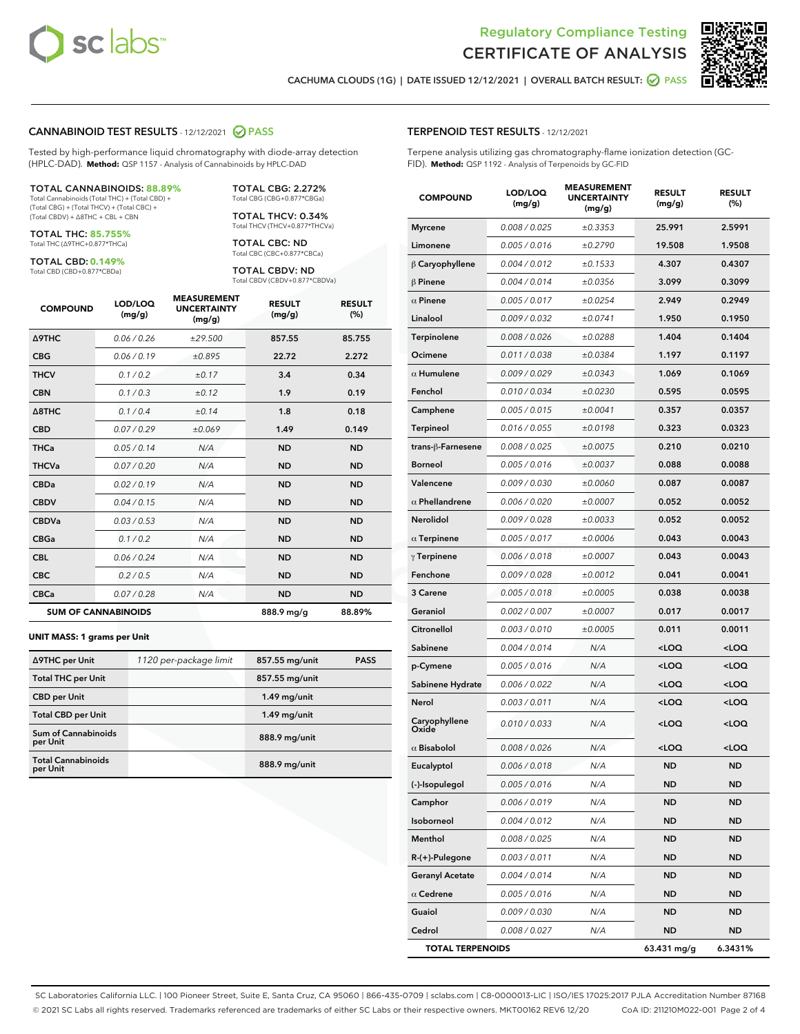Regulatory Compliance Testing

# CERTIFICATE OF ANALYSIS

CACHUMA CLOUDS (1G) | DATE ISSUED 12/12/2021 | OVERALL BATCH RESULT: PASS

## CANNABINOID TEST RESULTS - 12/12/2021 PASS

Tested by high-performance liquid chromatography with diode-array detection (HPLC-DAD). **Method:** QSP 1157 - Analysis of Cannabinoids by HPLC-DAD

**TOTAL CANNABINOIDS: 88.89%**
Total Cannabinoids (Total THC) + (Total CBD) + (Total CBG) + (Total THCV) + (Total CBC) + (Total CBDV) + Δ8THC + CBL + CBN

**TOTAL THC: 85.755%**
Total THC (Δ9THC+0.877*THCa)

**TOTAL CBD: 0.149%**
Total CBD (CBD+0.877*CBDa)

**TOTAL CBG: 2.272%**
Total CBG (CBG+0.877*CBGa)

**TOTAL THCV: 0.34%**
Total THCV (THCV+0.877*THCVa)

**TOTAL CBC: ND**
Total CBC (CBC+0.877*CBCa)

**TOTAL CBDV: ND**
Total CBDV (CBDV+0.877*CBDVa)

| COMPOUND | LOD/LOQ (mg/g) | MEASUREMENT UNCERTAINTY (mg/g) | RESULT (mg/g) | RESULT (%) |
|---|---|---|---|---|
| Δ9THC | 0.06 / 0.26 | ±29.500 | 857.55 | 85.755 |
| CBG | 0.06 / 0.19 | ±0.895 | 22.72 | 2.272 |
| THCV | 0.1 / 0.2 | ±0.17 | 3.4 | 0.34 |
| CBN | 0.1 / 0.3 | ±0.12 | 1.9 | 0.19 |
| Δ8THC | 0.1 / 0.4 | ±0.14 | 1.8 | 0.18 |
| CBD | 0.07 / 0.29 | ±0.069 | 1.49 | 0.149 |
| THCa | 0.05 / 0.14 | N/A | ND | ND |
| THCVa | 0.07 / 0.20 | N/A | ND | ND |
| CBDa | 0.02 / 0.19 | N/A | ND | ND |
| CBDV | 0.04 / 0.15 | N/A | ND | ND |
| CBDVa | 0.03 / 0.53 | N/A | ND | ND |
| CBGa | 0.1 / 0.2 | N/A | ND | ND |
| CBL | 0.06 / 0.24 | N/A | ND | ND |
| CBC | 0.2 / 0.5 | N/A | ND | ND |
| CBCa | 0.07 / 0.28 | N/A | ND | ND |
| **SUM OF CANNABINOIDS** | | | 888.9 mg/g | 88.89% |

**UNIT MASS: 1 grams per Unit**

| | | | |
|---|---|---|---|
| Δ9THC per Unit | 1120 per-package limit | 857.55 mg/unit | PASS |
| Total THC per Unit | | 857.55 mg/unit | |
| CBD per Unit | | 1.49 mg/unit | |
| Total CBD per Unit | | 1.49 mg/unit | |
| Sum of Cannabinoids per Unit | | 888.9 mg/unit | |
| Total Cannabinoids per Unit | | 888.9 mg/unit | |

## TERPENOID TEST RESULTS - 12/12/2021

Terpene analysis utilizing gas chromatography-flame ionization detection (GC-FID). **Method:** QSP 1192 - Analysis of Terpenoids by GC-FID

| COMPOUND | LOD/LOQ (mg/g) | MEASUREMENT UNCERTAINTY (mg/g) | RESULT (mg/g) | RESULT (%) |
|---|---|---|---|---|
| Myrcene | 0.008 / 0.025 | ±0.3353 | 25.991 | 2.5991 |
| Limonene | 0.005 / 0.016 | ±0.2790 | 19.508 | 1.9508 |
| β Caryophyllene | 0.004 / 0.012 | ±0.1533 | 4.307 | 0.4307 |
| β Pinene | 0.004 / 0.014 | ±0.0356 | 3.099 | 0.3099 |
| α Pinene | 0.005 / 0.017 | ±0.0254 | 2.949 | 0.2949 |
| Linalool | 0.009 / 0.032 | ±0.0741 | 1.950 | 0.1950 |
| Terpinolene | 0.008 / 0.026 | ±0.0288 | 1.404 | 0.1404 |
| Ocimene | 0.011 / 0.038 | ±0.0384 | 1.197 | 0.1197 |
| α Humulene | 0.009 / 0.029 | ±0.0343 | 1.069 | 0.1069 |
| Fenchol | 0.010 / 0.034 | ±0.0230 | 0.595 | 0.0595 |
| Camphene | 0.005 / 0.015 | ±0.0041 | 0.357 | 0.0357 |
| Terpineol | 0.016 / 0.055 | ±0.0198 | 0.323 | 0.0323 |
| trans-β-Farnesene | 0.008 / 0.025 | ±0.0075 | 0.210 | 0.0210 |
| Borneol | 0.005 / 0.016 | ±0.0037 | 0.088 | 0.0088 |
| Valencene | 0.009 / 0.030 | ±0.0060 | 0.087 | 0.0087 |
| α Phellandrene | 0.006 / 0.020 | ±0.0007 | 0.052 | 0.0052 |
| Nerolidol | 0.009 / 0.028 | ±0.0033 | 0.052 | 0.0052 |
| α Terpinene | 0.005 / 0.017 | ±0.0006 | 0.043 | 0.0043 |
| γ Terpinene | 0.006 / 0.018 | ±0.0007 | 0.043 | 0.0043 |
| Fenchone | 0.009 / 0.028 | ±0.0012 | 0.041 | 0.0041 |
| 3 Carene | 0.005 / 0.018 | ±0.0005 | 0.038 | 0.0038 |
| Geraniol | 0.002 / 0.007 | ±0.0007 | 0.017 | 0.0017 |
| Citronellol | 0.003 / 0.010 | ±0.0005 | 0.011 | 0.0011 |
| Sabinene | 0.004 / 0.014 | N/A | <LOQ | <LOQ |
| p-Cymene | 0.005 / 0.016 | N/A | <LOQ | <LOQ |
| Sabinene Hydrate | 0.006 / 0.022 | N/A | <LOQ | <LOQ |
| Nerol | 0.003 / 0.011 | N/A | <LOQ | <LOQ |
| Caryophyllene Oxide | 0.010 / 0.033 | N/A | <LOQ | <LOQ |
| α Bisabolol | 0.008 / 0.026 | N/A | <LOQ | <LOQ |
| Eucalyptol | 0.006 / 0.018 | N/A | ND | ND |
| (-)-Isopulegol | 0.005 / 0.016 | N/A | ND | ND |
| Camphor | 0.006 / 0.019 | N/A | ND | ND |
| Isoborneol | 0.004 / 0.012 | N/A | ND | ND |
| Menthol | 0.008 / 0.025 | N/A | ND | ND |
| R-(+)-Pulegone | 0.003 / 0.011 | N/A | ND | ND |
| Geranyl Acetate | 0.004 / 0.014 | N/A | ND | ND |
| α Cedrene | 0.005 / 0.016 | N/A | ND | ND |
| Guaiol | 0.009 / 0.030 | N/A | ND | ND |
| Cedrol | 0.008 / 0.027 | N/A | ND | ND |
| **TOTAL TERPENOIDS** | | | 63.431 mg/g | 6.3431% |

SC Laboratories California LLC. | 100 Pioneer Street, Suite E, Santa Cruz, CA 95060 | 866-435-0709 | sclabs.com | C8-0000013-LIC | ISO/IES 17025:2017 PJLA Accreditation Number 87168
© 2021 SC Labs all rights reserved. Trademarks referenced are trademarks of either SC Labs or their respective owners. MKT00162 REV6 12/20 CoA ID: 211210M022-001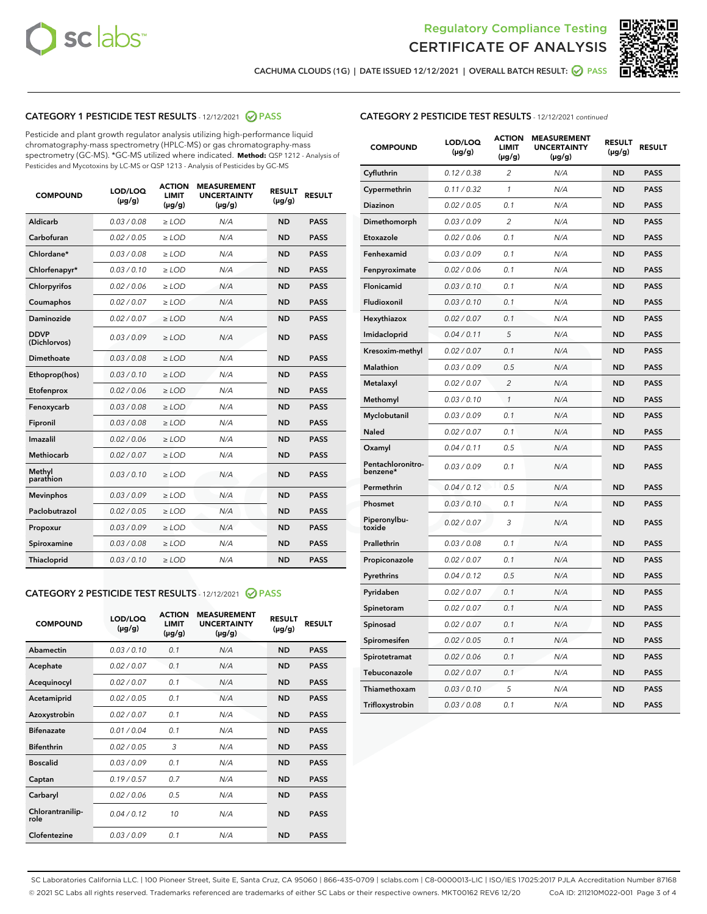# Regulatory Compliance Testing
# CERTIFICATE OF ANALYSIS

CACHUMA CLOUDS (1G) | DATE ISSUED 12/12/2021 | OVERALL BATCH RESULT: PASS

## CATEGORY 1 PESTICIDE TEST RESULTS - 12/12/2021 PASS

Pesticide and plant growth regulator analysis utilizing high-performance liquid chromatography-mass spectrometry (HPLC-MS) or gas chromatography-mass spectrometry (GC-MS). *GC-MS utilized where indicated. **Method:** QSP 1212 - Analysis of Pesticides and Mycotoxins by LC-MS or QSP 1213 - Analysis of Pesticides by GC-MS

| COMPOUND | LOD/LOQ (µg/g) | ACTION LIMIT (µg/g) | MEASUREMENT UNCERTAINTY (µg/g) | RESULT (µg/g) | RESULT |
|---|---|---|---|---|---|
| Aldicarb | 0.03 / 0.08 | ≥ LOD | N/A | ND | PASS |
| Carbofuran | 0.02 / 0.05 | ≥ LOD | N/A | ND | PASS |
| Chlordane* | 0.03 / 0.08 | ≥ LOD | N/A | ND | PASS |
| Chlorfenapyr* | 0.03 / 0.10 | ≥ LOD | N/A | ND | PASS |
| Chlorpyrifos | 0.02 / 0.06 | ≥ LOD | N/A | ND | PASS |
| Coumaphos | 0.02 / 0.07 | ≥ LOD | N/A | ND | PASS |
| Daminozide | 0.02 / 0.07 | ≥ LOD | N/A | ND | PASS |
| DDVP (Dichlorvos) | 0.03 / 0.09 | ≥ LOD | N/A | ND | PASS |
| Dimethoate | 0.03 / 0.08 | ≥ LOD | N/A | ND | PASS |
| Ethoprop(hos) | 0.03 / 0.10 | ≥ LOD | N/A | ND | PASS |
| Etofenprox | 0.02 / 0.06 | ≥ LOD | N/A | ND | PASS |
| Fenoxycarb | 0.03 / 0.08 | ≥ LOD | N/A | ND | PASS |
| Fipronil | 0.03 / 0.08 | ≥ LOD | N/A | ND | PASS |
| Imazalil | 0.02 / 0.06 | ≥ LOD | N/A | ND | PASS |
| Methiocarb | 0.02 / 0.07 | ≥ LOD | N/A | ND | PASS |
| Methyl parathion | 0.03 / 0.10 | ≥ LOD | N/A | ND | PASS |
| Mevinphos | 0.03 / 0.09 | ≥ LOD | N/A | ND | PASS |
| Paclobutrazol | 0.02 / 0.05 | ≥ LOD | N/A | ND | PASS |
| Propoxur | 0.03 / 0.09 | ≥ LOD | N/A | ND | PASS |
| Spiroxamine | 0.03 / 0.08 | ≥ LOD | N/A | ND | PASS |
| Thiacloprid | 0.03 / 0.10 | ≥ LOD | N/A | ND | PASS |

## CATEGORY 2 PESTICIDE TEST RESULTS - 12/12/2021 PASS

| COMPOUND | LOD/LOQ (µg/g) | ACTION LIMIT (µg/g) | MEASUREMENT UNCERTAINTY (µg/g) | RESULT (µg/g) | RESULT |
|---|---|---|---|---|---|
| Abamectin | 0.03 / 0.10 | 0.1 | N/A | ND | PASS |
| Acephate | 0.02 / 0.07 | 0.1 | N/A | ND | PASS |
| Acequinocyl | 0.02 / 0.07 | 0.1 | N/A | ND | PASS |
| Acetamiprid | 0.02 / 0.05 | 0.1 | N/A | ND | PASS |
| Azoxystrobin | 0.02 / 0.07 | 0.1 | N/A | ND | PASS |
| Bifenazate | 0.01 / 0.04 | 0.1 | N/A | ND | PASS |
| Bifenthrin | 0.02 / 0.05 | 3 | N/A | ND | PASS |
| Boscalid | 0.03 / 0.09 | 0.1 | N/A | ND | PASS |
| Captan | 0.19 / 0.57 | 0.7 | N/A | ND | PASS |
| Carbaryl | 0.02 / 0.06 | 0.5 | N/A | ND | PASS |
| Chlorantraniliprole | 0.04 / 0.12 | 10 | N/A | ND | PASS |
| Clofentezine | 0.03 / 0.09 | 0.1 | N/A | ND | PASS |
| Cyfluthrin | 0.12 / 0.38 | 2 | N/A | ND | PASS |
| Cypermethrin | 0.11 / 0.32 | 1 | N/A | ND | PASS |
| Diazinon | 0.02 / 0.05 | 0.1 | N/A | ND | PASS |
| Dimethomorph | 0.03 / 0.09 | 2 | N/A | ND | PASS |
| Etoxazole | 0.02 / 0.06 | 0.1 | N/A | ND | PASS |
| Fenhexamid | 0.03 / 0.09 | 0.1 | N/A | ND | PASS |
| Fenpyroximate | 0.02 / 0.06 | 0.1 | N/A | ND | PASS |
| Flonicamid | 0.03 / 0.10 | 0.1 | N/A | ND | PASS |
| Fludioxonil | 0.03 / 0.10 | 0.1 | N/A | ND | PASS |
| Hexythiazox | 0.02 / 0.07 | 0.1 | N/A | ND | PASS |
| Imidacloprid | 0.04 / 0.11 | 5 | N/A | ND | PASS |
| Kresoxim-methyl | 0.02 / 0.07 | 0.1 | N/A | ND | PASS |
| Malathion | 0.03 / 0.09 | 0.5 | N/A | ND | PASS |
| Metalaxyl | 0.02 / 0.07 | 2 | N/A | ND | PASS |
| Methomyl | 0.03 / 0.10 | 1 | N/A | ND | PASS |
| Myclobutanil | 0.03 / 0.09 | 0.1 | N/A | ND | PASS |
| Naled | 0.02 / 0.07 | 0.1 | N/A | ND | PASS |
| Oxamyl | 0.04 / 0.11 | 0.5 | N/A | ND | PASS |
| Pentachloronitrobenzene* | 0.03 / 0.09 | 0.1 | N/A | ND | PASS |
| Permethrin | 0.04 / 0.12 | 0.5 | N/A | ND | PASS |
| Phosmet | 0.03 / 0.10 | 0.1 | N/A | ND | PASS |
| Piperonylbutoxide | 0.02 / 0.07 | 3 | N/A | ND | PASS |
| Prallethrin | 0.03 / 0.08 | 0.1 | N/A | ND | PASS |
| Propiconazole | 0.02 / 0.07 | 0.1 | N/A | ND | PASS |
| Pyrethrins | 0.04 / 0.12 | 0.5 | N/A | ND | PASS |
| Pyridaben | 0.02 / 0.07 | 0.1 | N/A | ND | PASS |
| Spinetoram | 0.02 / 0.07 | 0.1 | N/A | ND | PASS |
| Spinosad | 0.02 / 0.07 | 0.1 | N/A | ND | PASS |
| Spiromesifen | 0.02 / 0.05 | 0.1 | N/A | ND | PASS |
| Spirotetramat | 0.02 / 0.06 | 0.1 | N/A | ND | PASS |
| Tebuconazole | 0.02 / 0.07 | 0.1 | N/A | ND | PASS |
| Thiamethoxam | 0.03 / 0.10 | 5 | N/A | ND | PASS |
| Trifloxystrobin | 0.03 / 0.08 | 0.1 | N/A | ND | PASS |

SC Laboratories California LLC. | 100 Pioneer Street, Suite E, Santa Cruz, CA 95060 | 866-435-0709 | sclabs.com | C8-0000013-LIC | ISO/IES 17025:2017 PJLA Accreditation Number 87168
© 2021 SC Labs all rights reserved. Trademarks referenced are trademarks of either SC Labs or their respective owners. MKT00162 REV6 12/20 CoA ID: 211210M022-001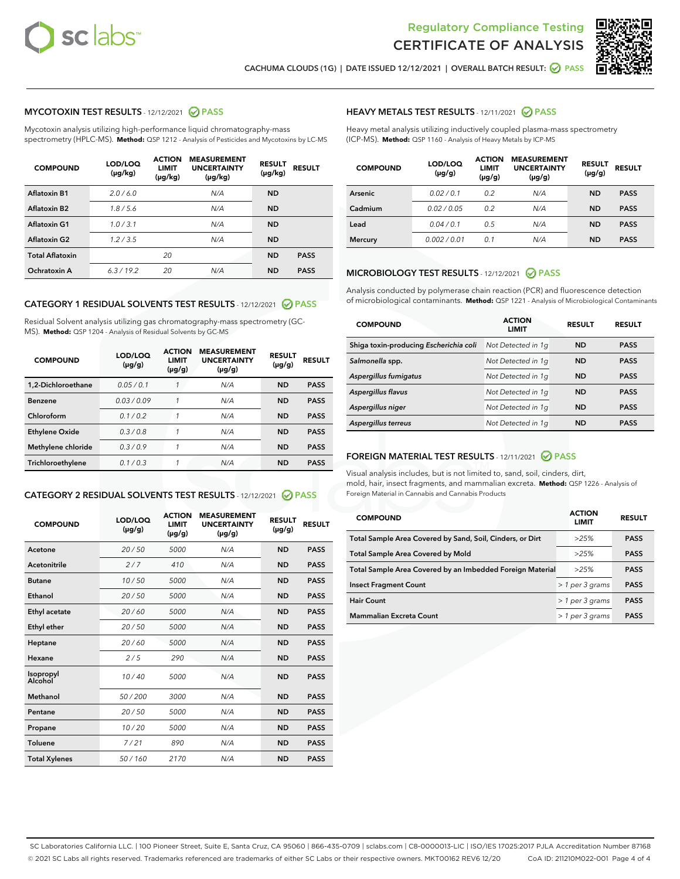Regulatory Compliance Testing
# CERTIFICATE OF ANALYSIS

CACHUMA CLOUDS (1G) | DATE ISSUED 12/12/2021 | OVERALL BATCH RESULT: PASS

## MYCOTOXIN TEST RESULTS - 12/12/2021 PASS

Mycotoxin analysis utilizing high-performance liquid chromatography-mass spectrometry (HPLC-MS). **Method:** QSP 1212 - Analysis of Pesticides and Mycotoxins by LC-MS

| COMPOUND | LOD/LOQ (µg/kg) | ACTION LIMIT (µg/kg) | MEASUREMENT UNCERTAINTY (µg/kg) | RESULT (µg/kg) | RESULT |
|---|---|---|---|---|---|
| Aflatoxin B1 | 2.0 / 6.0 | | N/A | ND | |
| Aflatoxin B2 | 1.8 / 5.6 | | N/A | ND | |
| Aflatoxin G1 | 1.0 / 3.1 | | N/A | ND | |
| Aflatoxin G2 | 1.2 / 3.5 | | N/A | ND | |
| Total Aflatoxin | | 20 | | ND | PASS |
| Ochratoxin A | 6.3 / 19.2 | 20 | N/A | ND | PASS |

## CATEGORY 1 RESIDUAL SOLVENTS TEST RESULTS - 12/12/2021 PASS

Residual Solvent analysis utilizing gas chromatography-mass spectrometry (GC-MS). **Method:** QSP 1204 - Analysis of Residual Solvents by GC-MS

| COMPOUND | LOD/LOQ (µg/g) | ACTION LIMIT (µg/g) | MEASUREMENT UNCERTAINTY (µg/g) | RESULT (µg/g) | RESULT |
|---|---|---|---|---|---|
| 1,2-Dichloroethane | 0.05 / 0.1 | 1 | N/A | ND | PASS |
| Benzene | 0.03 / 0.09 | 1 | N/A | ND | PASS |
| Chloroform | 0.1 / 0.2 | 1 | N/A | ND | PASS |
| Ethylene Oxide | 0.3 / 0.8 | 1 | N/A | ND | PASS |
| Methylene chloride | 0.3 / 0.9 | 1 | N/A | ND | PASS |
| Trichloroethylene | 0.1 / 0.3 | 1 | N/A | ND | PASS |

## CATEGORY 2 RESIDUAL SOLVENTS TEST RESULTS - 12/12/2021 PASS

| COMPOUND | LOD/LOQ (µg/g) | ACTION LIMIT (µg/g) | MEASUREMENT UNCERTAINTY (µg/g) | RESULT (µg/g) | RESULT |
|---|---|---|---|---|---|
| Acetone | 20 / 50 | 5000 | N/A | ND | PASS |
| Acetonitrile | 2 / 7 | 410 | N/A | ND | PASS |
| Butane | 10 / 50 | 5000 | N/A | ND | PASS |
| Ethanol | 20 / 50 | 5000 | N/A | ND | PASS |
| Ethyl acetate | 20 / 60 | 5000 | N/A | ND | PASS |
| Ethyl ether | 20 / 50 | 5000 | N/A | ND | PASS |
| Heptane | 20 / 60 | 5000 | N/A | ND | PASS |
| Hexane | 2 / 5 | 290 | N/A | ND | PASS |
| Isopropyl Alcohol | 10 / 40 | 5000 | N/A | ND | PASS |
| Methanol | 50 / 200 | 3000 | N/A | ND | PASS |
| Pentane | 20 / 50 | 5000 | N/A | ND | PASS |
| Propane | 10 / 20 | 5000 | N/A | ND | PASS |
| Toluene | 7 / 21 | 890 | N/A | ND | PASS |
| Total Xylenes | 50 / 160 | 2170 | N/A | ND | PASS |

## HEAVY METALS TEST RESULTS - 12/11/2021 PASS

Heavy metal analysis utilizing inductively coupled plasma-mass spectrometry (ICP-MS). **Method:** QSP 1160 - Analysis of Heavy Metals by ICP-MS

| COMPOUND | LOD/LOQ (µg/g) | ACTION LIMIT (µg/g) | MEASUREMENT UNCERTAINTY (µg/g) | RESULT (µg/g) | RESULT |
|---|---|---|---|---|---|
| Arsenic | 0.02 / 0.1 | 0.2 | N/A | ND | PASS |
| Cadmium | 0.02 / 0.05 | 0.2 | N/A | ND | PASS |
| Lead | 0.04 / 0.1 | 0.5 | N/A | ND | PASS |
| Mercury | 0.002 / 0.01 | 0.1 | N/A | ND | PASS |

## MICROBIOLOGY TEST RESULTS - 12/12/2021 PASS

Analysis conducted by polymerase chain reaction (PCR) and fluorescence detection of microbiological contaminants. **Method:** QSP 1221 - Analysis of Microbiological Contaminants

| COMPOUND | ACTION LIMIT | RESULT | RESULT |
|---|---|---|---|
| Shiga toxin-producing *Escherichia coli* | Not Detected in 1g | ND | PASS |
| *Salmonella* spp. | Not Detected in 1g | ND | PASS |
| *Aspergillus fumigatus* | Not Detected in 1g | ND | PASS |
| *Aspergillus flavus* | Not Detected in 1g | ND | PASS |
| *Aspergillus niger* | Not Detected in 1g | ND | PASS |
| *Aspergillus terreus* | Not Detected in 1g | ND | PASS |

## FOREIGN MATERIAL TEST RESULTS - 12/11/2021 PASS

Visual analysis includes, but is not limited to, sand, soil, cinders, dirt, mold, hair, insect fragments, and mammalian excreta. **Method:** QSP 1226 - Analysis of Foreign Material in Cannabis and Cannabis Products

| COMPOUND | ACTION LIMIT | RESULT |
|---|---|---|
| Total Sample Area Covered by Sand, Soil, Cinders, or Dirt | >25% | PASS |
| Total Sample Area Covered by Mold | >25% | PASS |
| Total Sample Area Covered by an Imbedded Foreign Material | >25% | PASS |
| Insect Fragment Count | > 1 per 3 grams | PASS |
| Hair Count | > 1 per 3 grams | PASS |
| Mammalian Excreta Count | > 1 per 3 grams | PASS |

SC Laboratories California LLC. | 100 Pioneer Street, Suite E, Santa Cruz, CA 95060 | 866-435-0709 | sclabs.com | C8-0000013-LIC | ISO/IES 17025:2017 PJLA Accreditation Number 87168
© 2021 SC Labs all rights reserved. Trademarks referenced are trademarks of either SC Labs or their respective owners. MKT00162 REV6 12/20 CoA ID: 211210M022-001